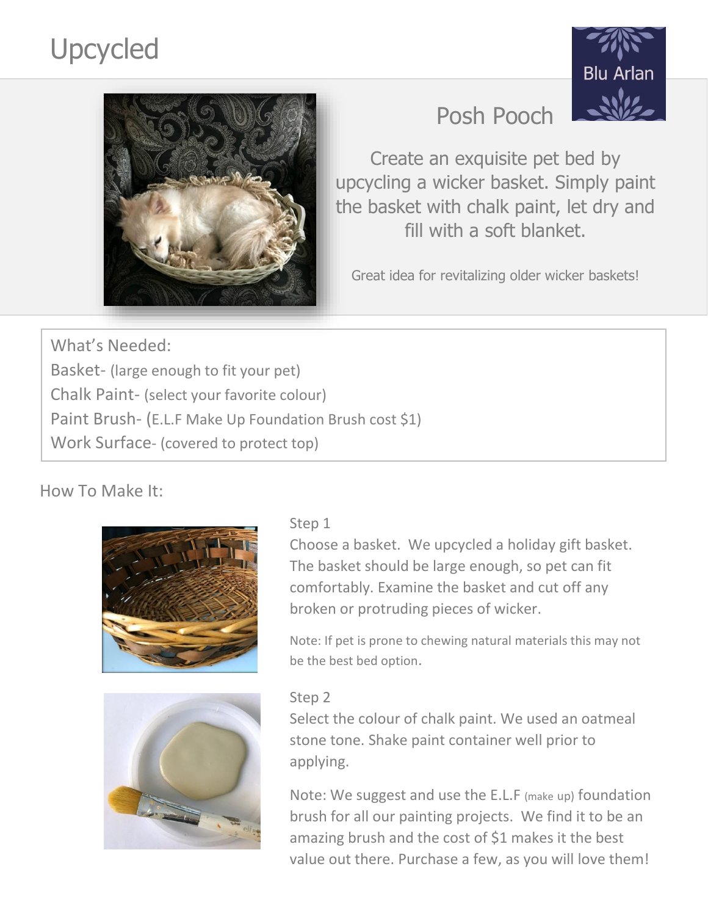# Upcycled

Blu Arlan

## Posh Pooch

Create an exquisite pet bed by upcycling a wicker basket. Simply paint the basket with chalk paint, let dry and fill with a soft blanket.

Great idea for revitalizing older wicker baskets!

What's Needed:

Basket- (large enough to fit your pet)

Chalk Paint- (select your favorite colour)

Paint Brush- (E.L.F Make Up Foundation Brush cost $1)

Work Surface- (covered to protect top)

### How To Make It:

Step 1

Choose a basket. We upcycled a holiday gift basket. The basket should be large enough, so pet can fit comfortably. Examine the basket and cut off any broken or protruding pieces of wicker.

Note: If pet is prone to chewing natural materials this may not be the best bed option.

Step 2

Select the colour of chalk paint. We used an oatmeal stone tone. Shake paint container well prior to applying.

Note: We suggest and use the E.L.F (make up) foundation brush for all our painting projects. We find it to be an amazing brush and the cost of $1 makes it the best value out there. Purchase a few, as you will love them!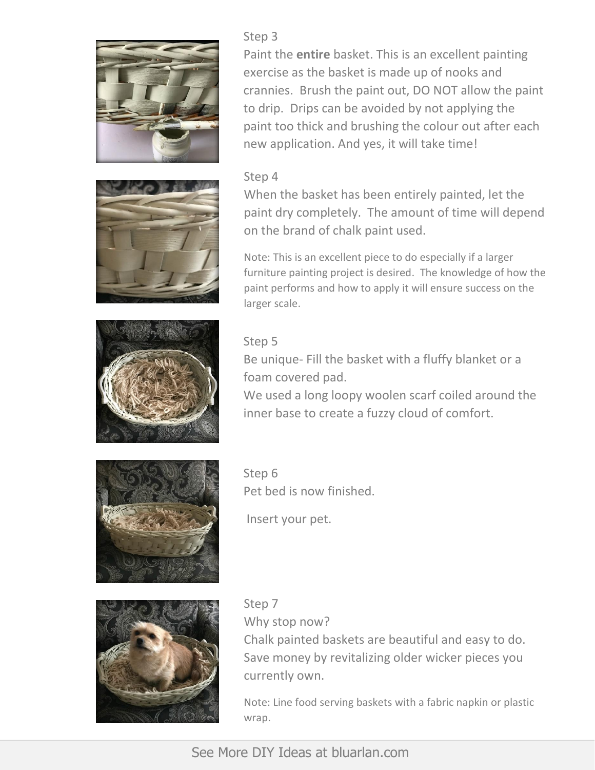Step 3

Paint the **entire** basket. This is an excellent painting exercise as the basket is made up of nooks and crannies. Brush the paint out, DO NOT allow the paint to drip. Drips can be avoided by not applying the paint too thick and brushing the colour out after each new application. And yes, it will take time!

Step 4

When the basket has been entirely painted, let the paint dry completely. The amount of time will depend on the brand of chalk paint used.

Note: This is an excellent piece to do especially if a larger furniture painting project is desired. The knowledge of how the paint performs and how to apply it will ensure success on the larger scale.

Step 5

Be unique- Fill the basket with a fluffy blanket or a foam covered pad.

We used a long loopy woolen scarf coiled around the inner base to create a fuzzy cloud of comfort.

Step 6

Pet bed is now finished.

Insert your pet.

Step 7

Why stop now?

Chalk painted baskets are beautiful and easy to do. Save money by revitalizing older wicker pieces you currently own.

Note: Line food serving baskets with a fabric napkin or plastic wrap.

See More DIY Ideas at bluarlan.com